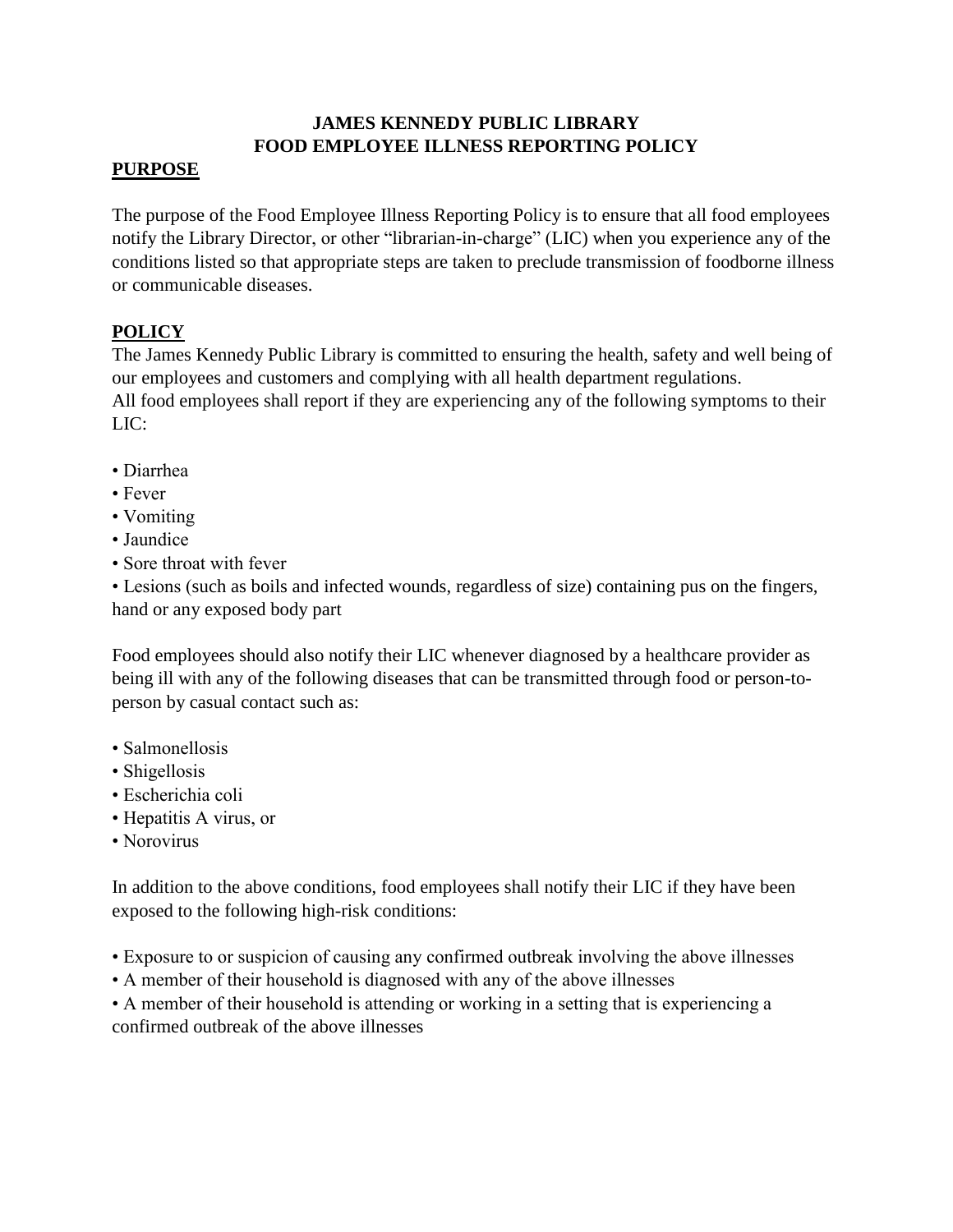# JAMES KENNEDY PUBLIC LIBRARY
# FOOD EMPLOYEE ILLNESS REPORTING POLICY

## PURPOSE

The purpose of the Food Employee Illness Reporting Policy is to ensure that all food employees notify the Library Director, or other "librarian-in-charge" (LIC) when you experience any of the conditions listed so that appropriate steps are taken to preclude transmission of foodborne illness or communicable diseases.

## POLICY

The James Kennedy Public Library is committed to ensuring the health, safety and well being of our employees and customers and complying with all health department regulations.
All food employees shall report if they are experiencing any of the following symptoms to their LIC:

- Diarrhea
- Fever
- Vomiting
- Jaundice
- Sore throat with fever
- Lesions (such as boils and infected wounds, regardless of size) containing pus on the fingers, hand or any exposed body part

Food employees should also notify their LIC whenever diagnosed by a healthcare provider as being ill with any of the following diseases that can be transmitted through food or person-to-person by casual contact such as:

- Salmonellosis
- Shigellosis
- Escherichia coli
- Hepatitis A virus, or
- Norovirus

In addition to the above conditions, food employees shall notify their LIC if they have been exposed to the following high-risk conditions:

- Exposure to or suspicion of causing any confirmed outbreak involving the above illnesses
- A member of their household is diagnosed with any of the above illnesses
- A member of their household is attending or working in a setting that is experiencing a confirmed outbreak of the above illnesses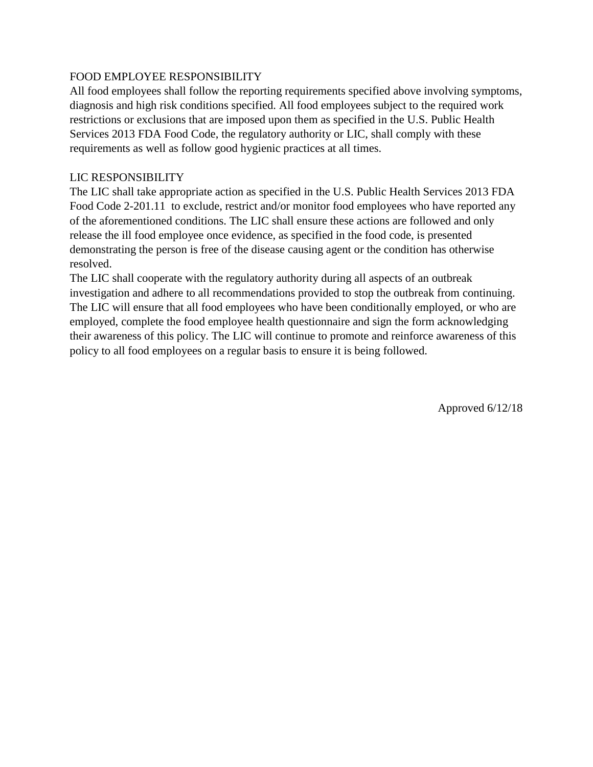## FOOD EMPLOYEE RESPONSIBILITY

All food employees shall follow the reporting requirements specified above involving symptoms, diagnosis and high risk conditions specified. All food employees subject to the required work restrictions or exclusions that are imposed upon them as specified in the U.S. Public Health Services 2013 FDA Food Code, the regulatory authority or LIC, shall comply with these requirements as well as follow good hygienic practices at all times.

## LIC RESPONSIBILITY

The LIC shall take appropriate action as specified in the U.S. Public Health Services 2013 FDA Food Code 2-201.11 to exclude, restrict and/or monitor food employees who have reported any of the aforementioned conditions. The LIC shall ensure these actions are followed and only release the ill food employee once evidence, as specified in the food code, is presented demonstrating the person is free of the disease causing agent or the condition has otherwise resolved.

The LIC shall cooperate with the regulatory authority during all aspects of an outbreak investigation and adhere to all recommendations provided to stop the outbreak from continuing. The LIC will ensure that all food employees who have been conditionally employed, or who are employed, complete the food employee health questionnaire and sign the form acknowledging their awareness of this policy. The LIC will continue to promote and reinforce awareness of this policy to all food employees on a regular basis to ensure it is being followed.

Approved 6/12/18